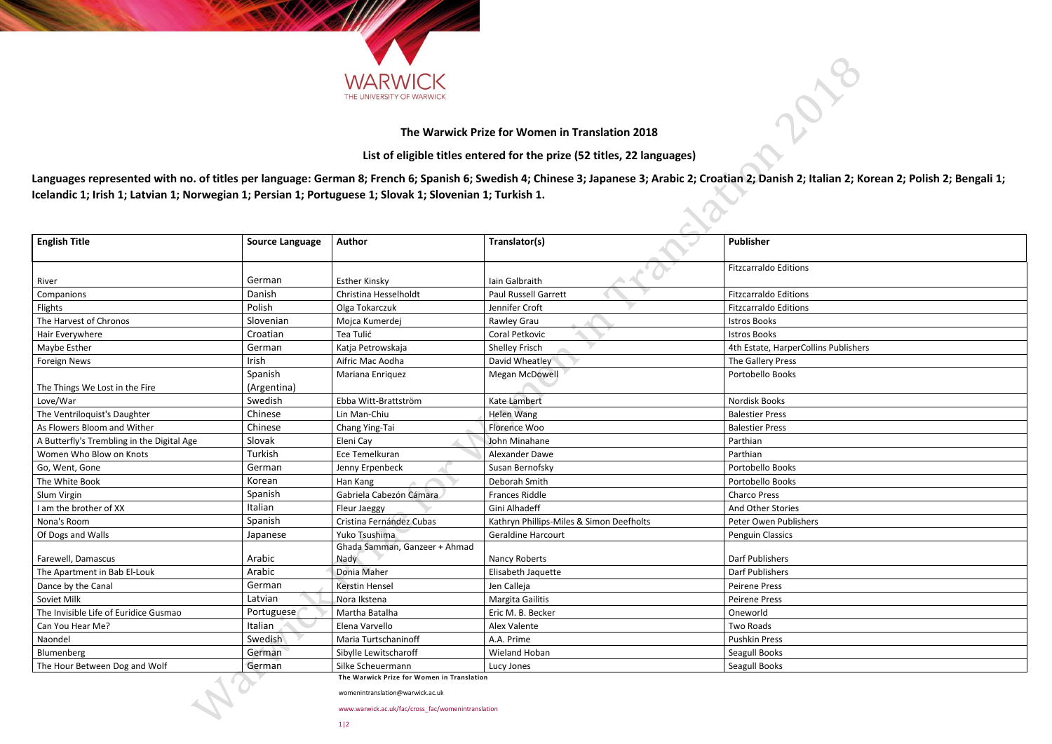WARWICK
THE UNIVERSITY OF WARWICK

## The Warwick Prize for Women in Translation 2018

### List of eligible titles entered for the prize (52 titles, 22 languages)

**Languages represented with no. of titles per language: German 8; French 6; Spanish 6; Swedish 4; Chinese 3; Japanese 3; Arabic 2; Croatian 2; Danish 2; Italian 2; Korean 2; Polish 2; Bengali 1; Icelandic 1; Irish 1; Latvian 1; Norwegian 1; Persian 1; Portuguese 1; Slovak 1; Slovenian 1; Turkish 1.**

| English Title | Source Language | Author | Translator(s) | Publisher |
|---|---|---|---|---|
| River | German | Esther Kinsky | Iain Galbraith | Fitzcarraldo Editions |
| Companions | Danish | Christina Hesselholdt | Paul Russell Garrett | Fitzcarraldo Editions |
| Flights | Polish | Olga Tokarczuk | Jennifer Croft | Fitzcarraldo Editions |
| The Harvest of Chronos | Slovenian | Mojca Kumerdej | Rawley Grau | Istros Books |
| Hair Everywhere | Croatian | Tea Tulić | Coral Petkovic | Istros Books |
| Maybe Esther | German | Katja Petrowskaja | Shelley Frisch | 4th Estate, HarperCollins Publishers |
| Foreign News | Irish | Aifric Mac Aodha | David Wheatley | The Gallery Press |
| The Things We Lost in the Fire | Spanish (Argentina) | Mariana Enriquez | Megan McDowell | Portobello Books |
| Love/War | Swedish | Ebba Witt-Brattström | Kate Lambert | Nordisk Books |
| The Ventriloquist's Daughter | Chinese | Lin Man-Chiu | Helen Wang | Balestier Press |
| As Flowers Bloom and Wither | Chinese | Chang Ying-Tai | Florence Woo | Balestier Press |
| A Butterfly's Trembling in the Digital Age | Slovak | Eleni Cay | John Minahane | Parthian |
| Women Who Blow on Knots | Turkish | Ece Temelkuran | Alexander Dawe | Parthian |
| Go, Went, Gone | German | Jenny Erpenbeck | Susan Bernofsky | Portobello Books |
| The White Book | Korean | Han Kang | Deborah Smith | Portobello Books |
| Slum Virgin | Spanish | Gabriela Cabezón Cámara | Frances Riddle | Charco Press |
| I am the brother of XX | Italian | Fleur Jaeggy | Gini Alhadeff | And Other Stories |
| Nona's Room | Spanish | Cristina Fernández Cubas | Kathryn Phillips-Miles & Simon Deefholts | Peter Owen Publishers |
| Of Dogs and Walls | Japanese | Yuko Tsushima | Geraldine Harcourt | Penguin Classics |
| Farewell, Damascus | Arabic | Ghada Samman, Ganzeer + Ahmad Nady | Nancy Roberts | Darf Publishers |
| The Apartment in Bab El-Louk | Arabic | Donia Maher | Elisabeth Jaquette | Darf Publishers |
| Dance by the Canal | German | Kerstin Hensel | Jen Calleja | Peirene Press |
| Soviet Milk | Latvian | Nora Ikstena | Margita Gailitis | Peirene Press |
| The Invisible Life of Euridice Gusmao | Portuguese | Martha Batalha | Eric M. B. Becker | Oneworld |
| Can You Hear Me? | Italian | Elena Varvello | Alex Valente | Two Roads |
| Naondel | Swedish | Maria Turtschaninoff | A.A. Prime | Pushkin Press |
| Blumenberg | German | Sibylle Lewitscharoff | Wieland Hoban | Seagull Books |
| The Hour Between Dog and Wolf | German | Silke Scheuermann | Lucy Jones | Seagull Books |

**The Warwick Prize for Women in Translation**

womenintranslation@warwick.ac.uk

www.warwick.ac.uk/fac/cross_fac/womenintranslation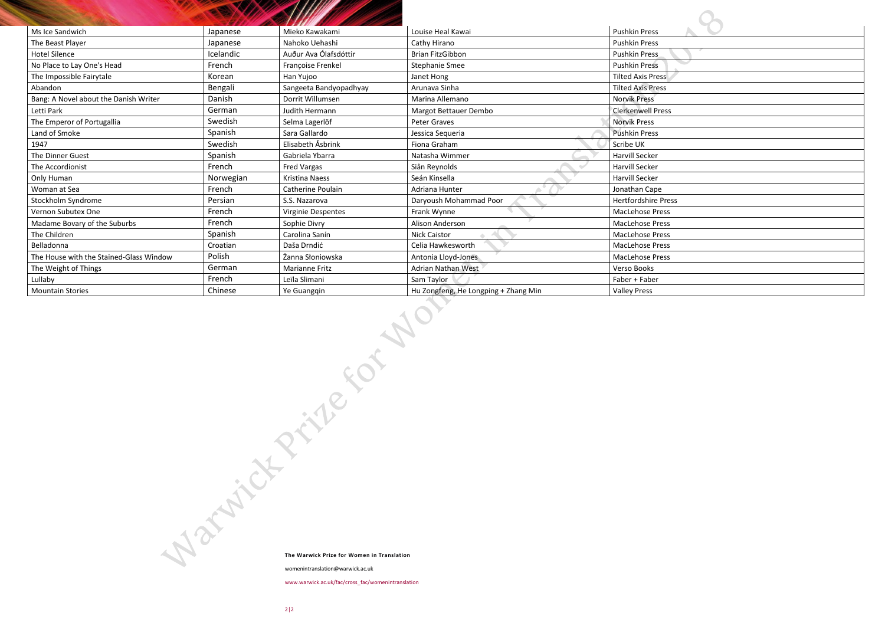| | | | | |
|---|---|---|---|---|
| Ms Ice Sandwich | Japanese | Mieko Kawakami | Louise Heal Kawai | Pushkin Press |
| The Beast Player | Japanese | Nahoko Uehashi | Cathy Hirano | Pushkin Press |
| Hotel Silence | Icelandic | Auður Ava Ólafsdóttir | Brian FitzGibbon | Pushkin Press |
| No Place to Lay One's Head | French | Françoise Frenkel | Stephanie Smee | Pushkin Press |
| The Impossible Fairytale | Korean | Han Yujoo | Janet Hong | Tilted Axis Press |
| Abandon | Bengali | Sangeeta Bandyopadhyay | Arunava Sinha | Tilted Axis Press |
| Bang: A Novel about the Danish Writer | Danish | Dorrit Willumsen | Marina Allemano | Norvik Press |
| Letti Park | German | Judith Hermann | Margot Bettauer Dembo | Clerkenwell Press |
| The Emperor of Portugallia | Swedish | Selma Lagerlöf | Peter Graves | Norvik Press |
| Land of Smoke | Spanish | Sara Gallardo | Jessica Sequeria | Pushkin Press |
| 1947 | Swedish | Elisabeth Åsbrink | Fiona Graham | Scribe UK |
| The Dinner Guest | Spanish | Gabriela Ybarra | Natasha Wimmer | Harvill Secker |
| The Accordionist | French | Fred Vargas | Siân Reynolds | Harvill Secker |
| Only Human | Norwegian | Kristina Naess | Seán Kinsella | Harvill Secker |
| Woman at Sea | French | Catherine Poulain | Adriana Hunter | Jonathan Cape |
| Stockholm Syndrome | Persian | S.S. Nazarova | Daryoush Mohammad Poor | Hertfordshire Press |
| Vernon Subutex One | French | Virginie Despentes | Frank Wynne | MacLehose Press |
| Madame Bovary of the Suburbs | French | Sophie Divry | Alison Anderson | MacLehose Press |
| The Children | Spanish | Carolina Sanín | Nick Caistor | MacLehose Press |
| Belladonna | Croatian | Daša Drndić | Celia Hawkesworth | MacLehose Press |
| The House with the Stained-Glass Window | Polish | Żanna Słoniowska | Antonia Lloyd-Jones | MacLehose Press |
| The Weight of Things | German | Marianne Fritz | Adrian Nathan West | Verso Books |
| Lullaby | French | Leïla Slimani | Sam Taylor | Faber + Faber |
| Mountain Stories | Chinese | Ye Guangqin | Hu Zongfeng, He Longping + Zhang Min | Valley Press |

**The Warwick Prize for Women in Translation**

womenintranslation@warwick.ac.uk

www.warwick.ac.uk/fac/cross_fac/womenintranslation